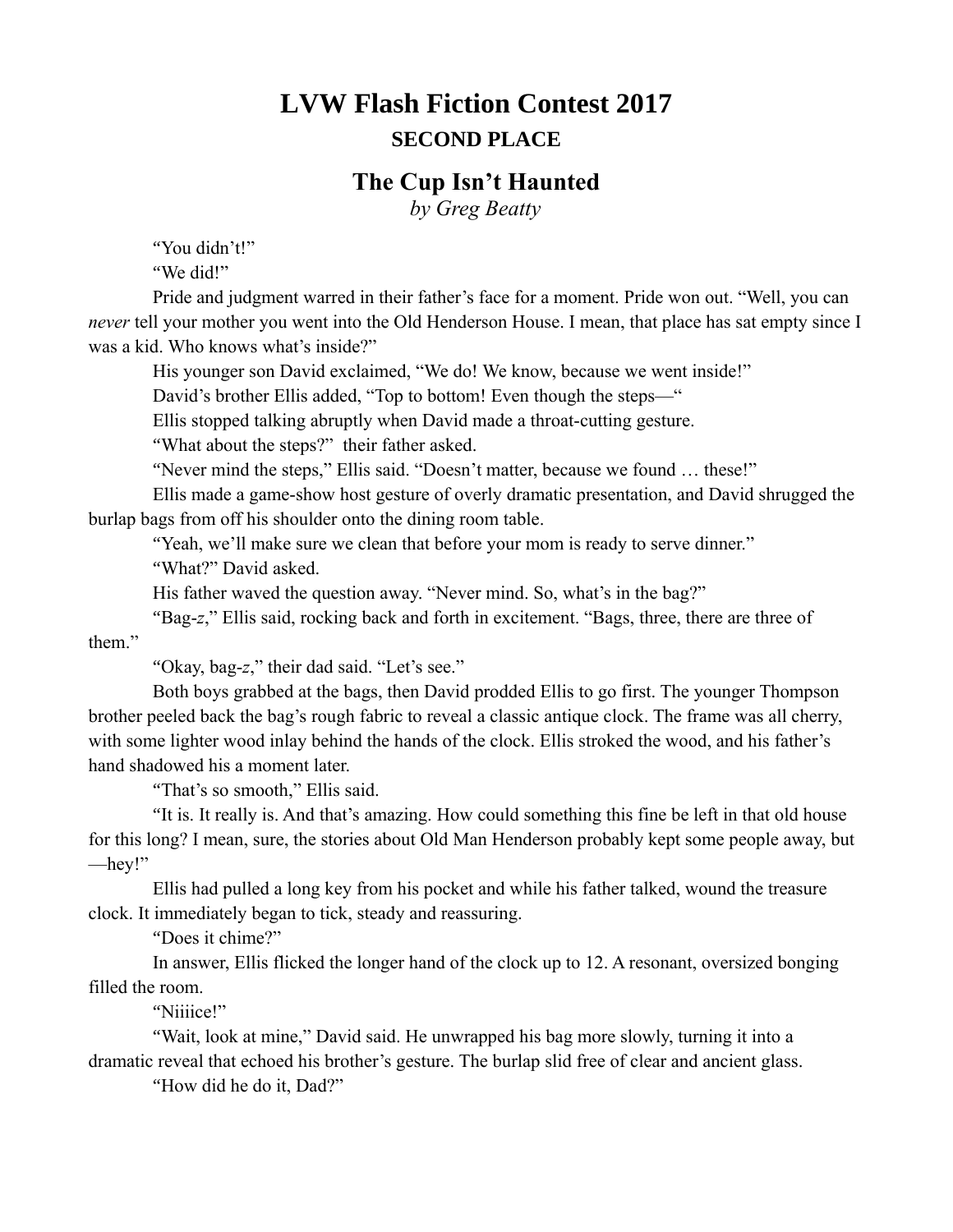# LVW Flash Fiction Contest 2017

## SECOND PLACE

## The Cup Isn't Haunted

*by Greg Beatty*

"You didn't!"

"We did!"

Pride and judgment warred in their father's face for a moment. Pride won out. "Well, you can *never* tell your mother you went into the Old Henderson House. I mean, that place has sat empty since I was a kid. Who knows what's inside?"

His younger son David exclaimed, "We do! We know, because we went inside!"

David's brother Ellis added, "Top to bottom! Even though the steps—"

Ellis stopped talking abruptly when David made a throat-cutting gesture.

"What about the steps?" their father asked.

"Never mind the steps," Ellis said. "Doesn't matter, because we found … these!"

Ellis made a game-show host gesture of overly dramatic presentation, and David shrugged the burlap bags from off his shoulder onto the dining room table.

"Yeah, we'll make sure we clean that before your mom is ready to serve dinner."

"What?" David asked.

His father waved the question away. "Never mind. So, what's in the bag?"

"Bag-*z*," Ellis said, rocking back and forth in excitement. "Bags, three, there are three of them."

"Okay, bag-*z*," their dad said. "Let's see."

Both boys grabbed at the bags, then David prodded Ellis to go first. The younger Thompson brother peeled back the bag's rough fabric to reveal a classic antique clock. The frame was all cherry, with some lighter wood inlay behind the hands of the clock. Ellis stroked the wood, and his father's hand shadowed his a moment later.

"That's so smooth," Ellis said.

"It is. It really is. And that's amazing. How could something this fine be left in that old house for this long? I mean, sure, the stories about Old Man Henderson probably kept some people away, but —hey!"

Ellis had pulled a long key from his pocket and while his father talked, wound the treasure clock. It immediately began to tick, steady and reassuring.

"Does it chime?"

In answer, Ellis flicked the longer hand of the clock up to 12. A resonant, oversized bonging filled the room.

"Niiiice!"

"Wait, look at mine," David said. He unwrapped his bag more slowly, turning it into a dramatic reveal that echoed his brother's gesture. The burlap slid free of clear and ancient glass.

"How did he do it, Dad?"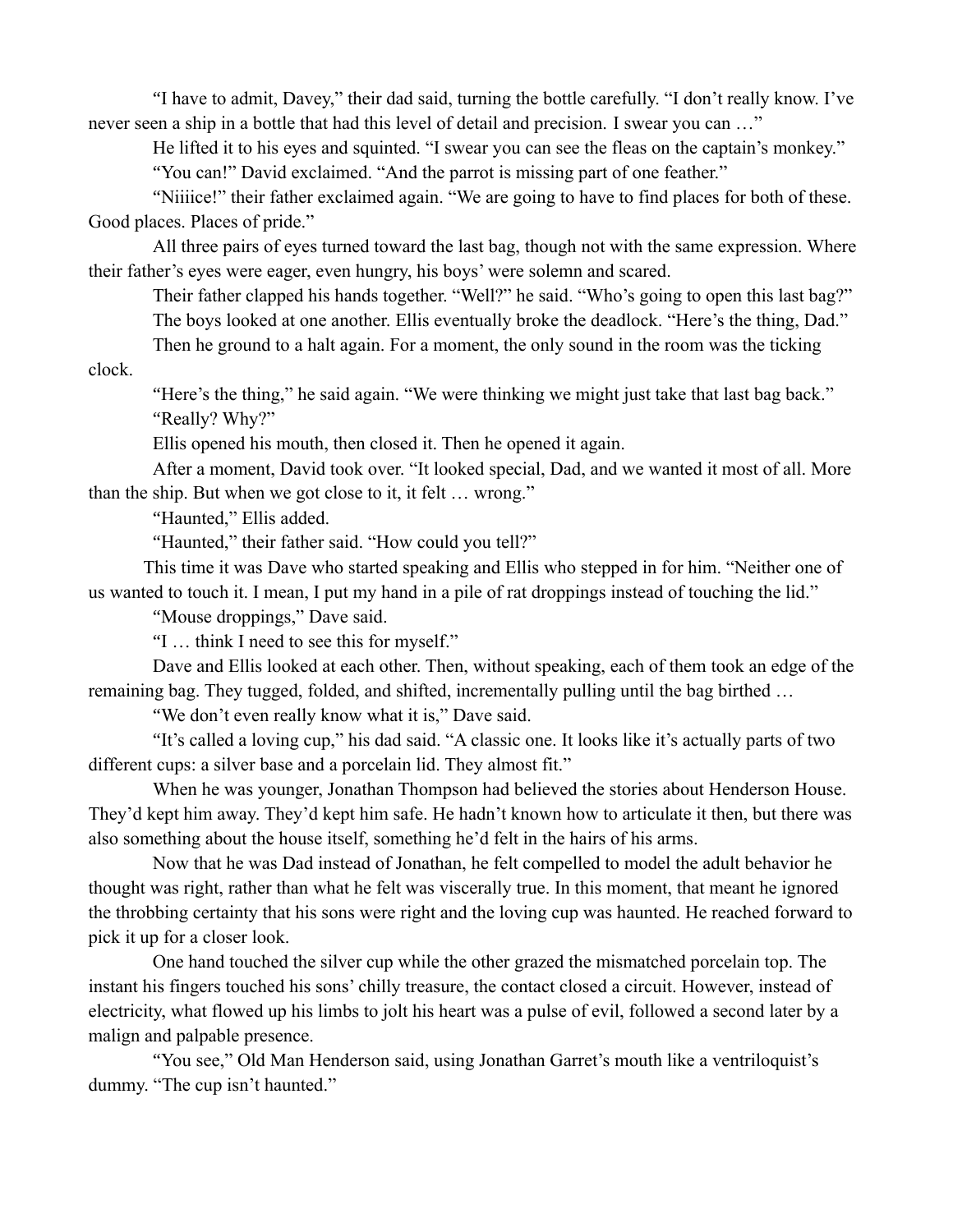"I have to admit, Davey," their dad said, turning the bottle carefully. "I don't really know. I've never seen a ship in a bottle that had this level of detail and precision. I swear you can …"

He lifted it to his eyes and squinted. "I swear you can see the fleas on the captain's monkey."

"You can!" David exclaimed. "And the parrot is missing part of one feather."

"Niiiice!" their father exclaimed again. "We are going to have to find places for both of these. Good places. Places of pride."

All three pairs of eyes turned toward the last bag, though not with the same expression. Where their father's eyes were eager, even hungry, his boys' were solemn and scared.

Their father clapped his hands together. "Well?" he said. "Who's going to open this last bag?"

The boys looked at one another. Ellis eventually broke the deadlock. "Here's the thing, Dad."

Then he ground to a halt again. For a moment, the only sound in the room was the ticking clock.

"Here's the thing," he said again. "We were thinking we might just take that last bag back."

"Really? Why?"

Ellis opened his mouth, then closed it. Then he opened it again.

After a moment, David took over. "It looked special, Dad, and we wanted it most of all. More than the ship. But when we got close to it, it felt … wrong."

"Haunted," Ellis added.

"Haunted," their father said. "How could you tell?"

This time it was Dave who started speaking and Ellis who stepped in for him. "Neither one of us wanted to touch it. I mean, I put my hand in a pile of rat droppings instead of touching the lid."

"Mouse droppings," Dave said.

"I … think I need to see this for myself."

Dave and Ellis looked at each other. Then, without speaking, each of them took an edge of the remaining bag. They tugged, folded, and shifted, incrementally pulling until the bag birthed …

"We don't even really know what it is," Dave said.

"It's called a loving cup," his dad said. "A classic one. It looks like it's actually parts of two different cups: a silver base and a porcelain lid. They almost fit."

When he was younger, Jonathan Thompson had believed the stories about Henderson House. They'd kept him away. They'd kept him safe. He hadn't known how to articulate it then, but there was also something about the house itself, something he'd felt in the hairs of his arms.

Now that he was Dad instead of Jonathan, he felt compelled to model the adult behavior he thought was right, rather than what he felt was viscerally true. In this moment, that meant he ignored the throbbing certainty that his sons were right and the loving cup was haunted. He reached forward to pick it up for a closer look.

One hand touched the silver cup while the other grazed the mismatched porcelain top. The instant his fingers touched his sons' chilly treasure, the contact closed a circuit. However, instead of electricity, what flowed up his limbs to jolt his heart was a pulse of evil, followed a second later by a malign and palpable presence.

"You see," Old Man Henderson said, using Jonathan Garret's mouth like a ventriloquist's dummy. "The cup isn't haunted."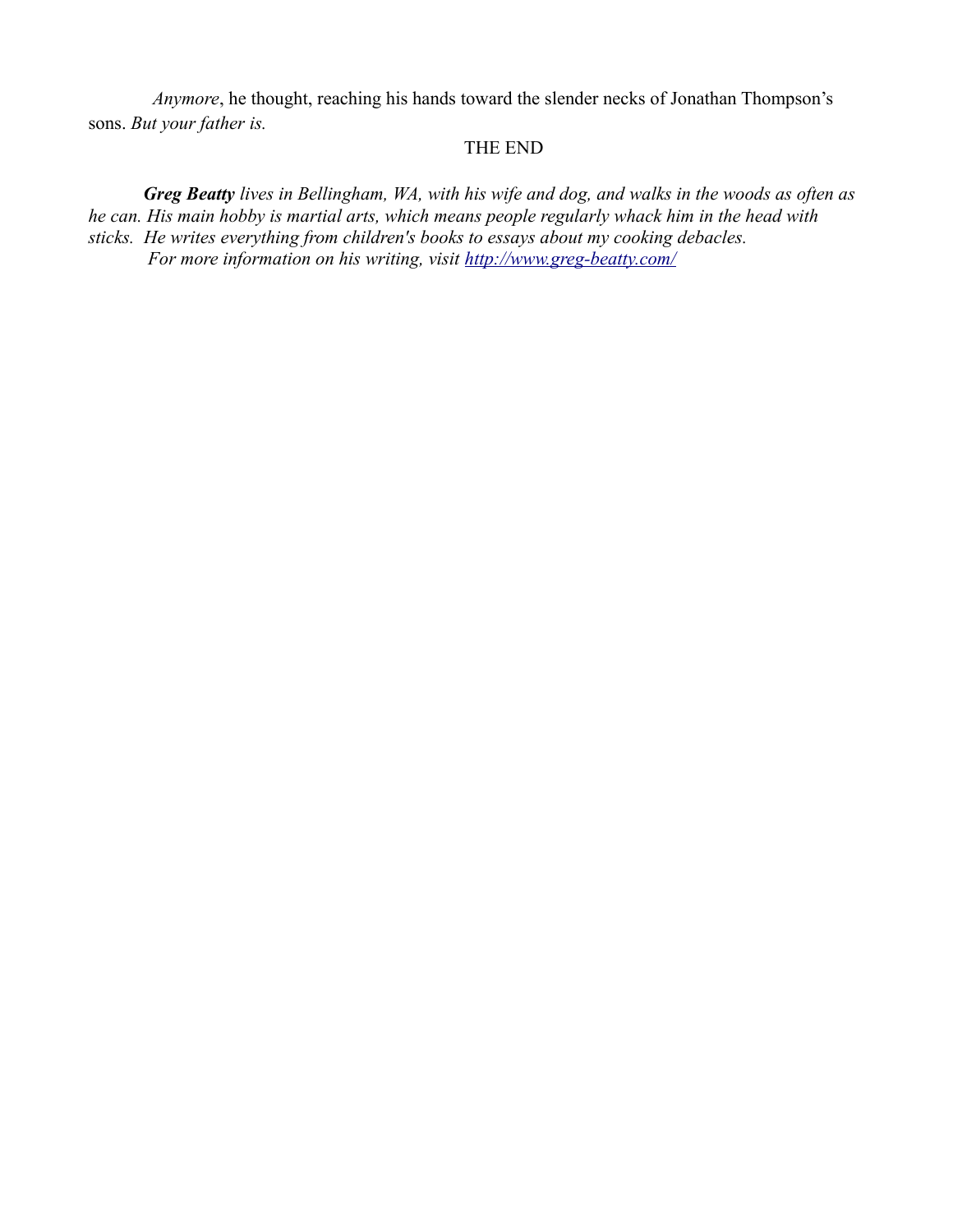*Anymore*, he thought, reaching his hands toward the slender necks of Jonathan Thompson's sons. *But your father is.*

THE END

***Greg Beatty*** *lives in Bellingham, WA, with his wife and dog, and walks in the woods as often as he can. His main hobby is martial arts, which means people regularly whack him in the head with sticks. He writes everything from children's books to essays about my cooking debacles.*

*For more information on his writing, visit [http://www.greg-beatty.com/](http://www.greg-beatty.com/)*